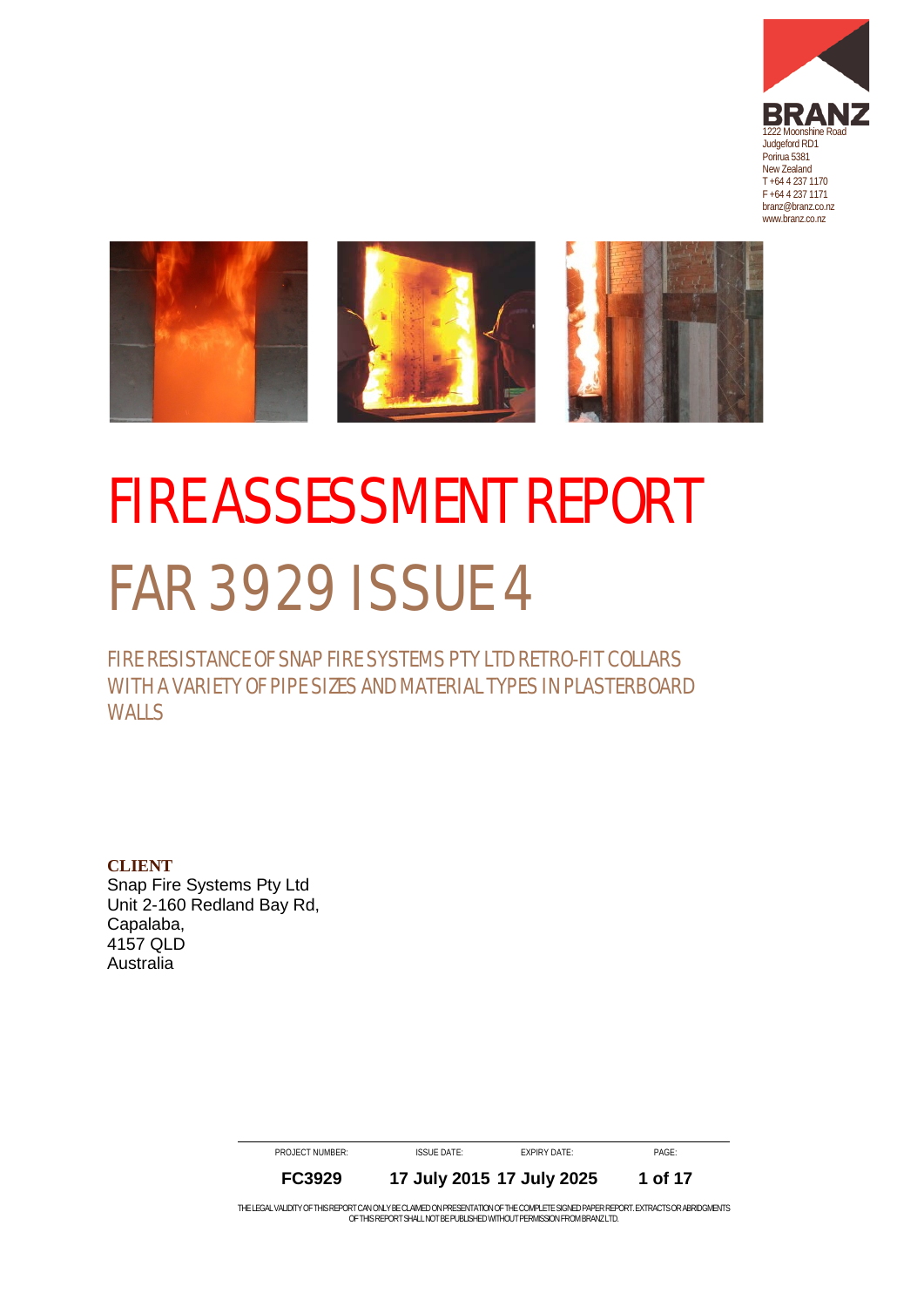BRANZ
1222 Moonshine Road
Judgeford RD1
Porirua 5381
New Zealand
T +64 4 237 1170
F +64 4 237 1171
branz@branz.co.nz
www.branz.co.nz

# FIRE ASSESSMENT REPORT

# FAR 3929 ISSUE 4

## FIRE RESISTANCE OF SNAP FIRE SYSTEMS PTY LTD RETRO-FIT COLLARS WITH A VARIETY OF PIPE SIZES AND MATERIAL TYPES IN PLASTERBOARD WALLS

**CLIENT**
Snap Fire Systems Pty Ltd
Unit 2-160 Redland Bay Rd,
Capalaba,
4157 QLD
Australia

| PROJECT NUMBER: | ISSUE DATE: | EXPIRY DATE: | PAGE: |
|---|---|---|---|
| **FC3929** | **17 July 2015** | **17 July 2025** | **1 of 17** |

THE LEGAL VALIDITY OF THIS REPORT CAN ONLY BE CLAIMED ON PRESENTATION OF THE COMPLETE SIGNED PAPER REPORT. EXTRACTS OR ABRIDGMENTS OF THIS REPORT SHALL NOT BE PUBLISHED WITHOUT PERMISSION FROM BRANZ LTD.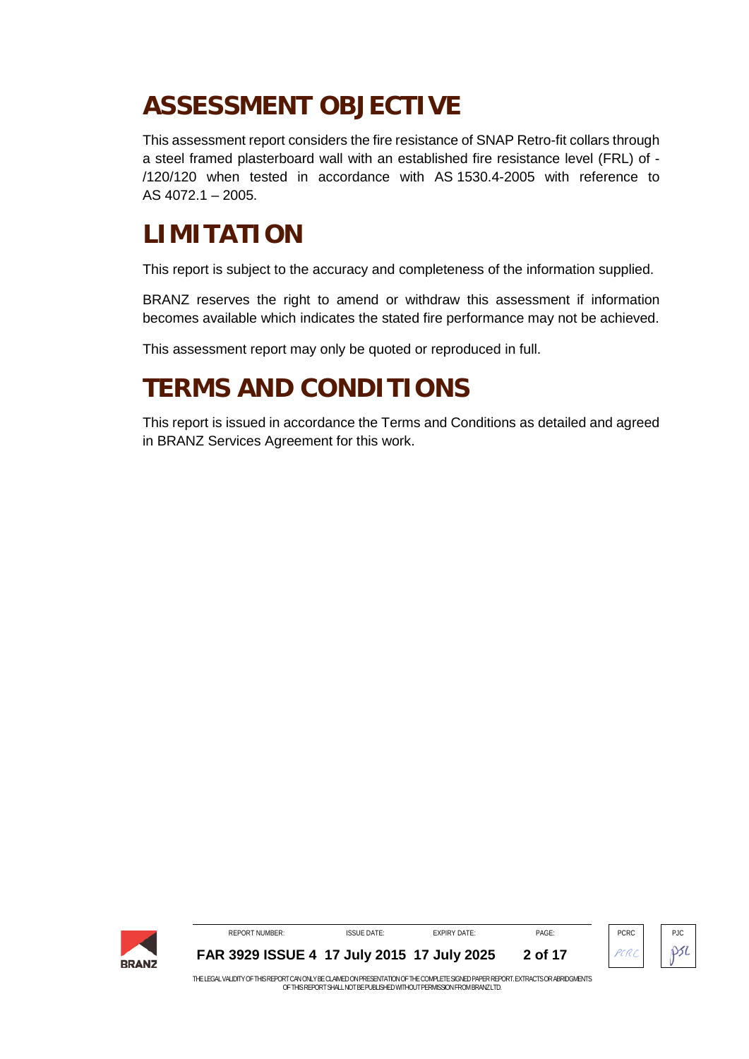# ASSESSMENT OBJECTIVE

This assessment report considers the fire resistance of SNAP Retro-fit collars through a steel framed plasterboard wall with an established fire resistance level (FRL) of -/120/120 when tested in accordance with AS 1530.4-2005 with reference to AS 4072.1 – 2005.

# LIMITATION

This report is subject to the accuracy and completeness of the information supplied.

BRANZ reserves the right to amend or withdraw this assessment if information becomes available which indicates the stated fire performance may not be achieved.

This assessment report may only be quoted or reproduced in full.

# TERMS AND CONDITIONS

This report is issued in accordance the Terms and Conditions as detailed and agreed in BRANZ Services Agreement for this work.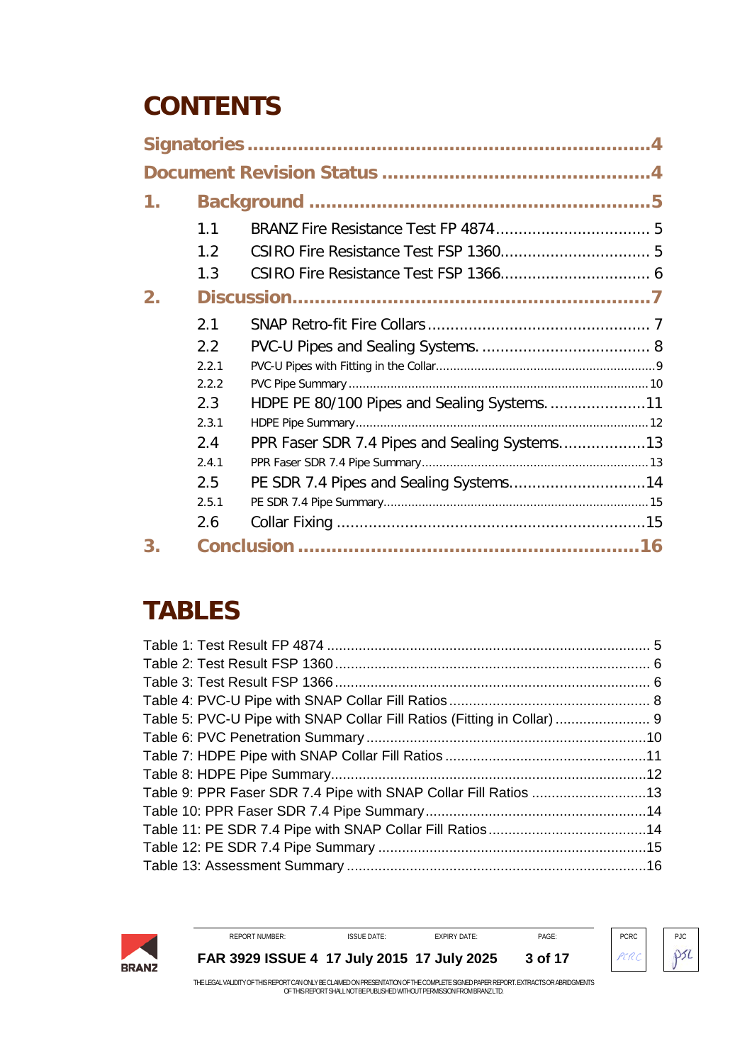# CONTENTS

Signatories ....................................................................4

Document Revision Status ....................................................4

1. Background ..................................................................5
   - 1.1 BRANZ Fire Resistance Test FP 4874 .................................. 5
   - 1.2 CSIRO Fire Resistance Test FSP 1360 .................................. 5
   - 1.3 CSIRO Fire Resistance Test FSP 1366 .................................. 6
2. Discussion.....................................................................7
   - 2.1 SNAP Retro-fit Fire Collars .................................................. 7
   - 2.2 PVC-U Pipes and Sealing Systems. ........................................ 8
     - 2.2.1 PVC-U Pipes with Fitting in the Collar...............................................9
     - 2.2.2 PVC Pipe Summary .....................................................................10
   - 2.3 HDPE PE 80/100 Pipes and Sealing Systems. .......................11
     - 2.3.1 HDPE Pipe Summary..................................................................12
   - 2.4 PPR Faser SDR 7.4 Pipes and Sealing Systems....................13
     - 2.4.1 PPR Faser SDR 7.4 Pipe Summary................................................13
   - 2.5 PE SDR 7.4 Pipes and Sealing Systems...............................14
     - 2.5.1 PE SDR 7.4 Pipe Summary...........................................................15
   - 2.6 Collar Fixing ....................................................................15
3. Conclusion ...................................................................16

# TABLES

Table 1: Test Result FP 4874 .................................................................... 5
Table 2: Test Result FSP 1360 ................................................................... 6
Table 3: Test Result FSP 1366 ................................................................... 6
Table 4: PVC-U Pipe with SNAP Collar Fill Ratios .......................................... 8
Table 5: PVC-U Pipe with SNAP Collar Fill Ratios (Fitting in Collar) ..................... 9
Table 6: PVC Penetration Summary ............................................................10
Table 7: HDPE Pipe with SNAP Collar Fill Ratios ...........................................11
Table 8: HDPE Pipe Summary....................................................................12
Table 9: PPR Faser SDR 7.4 Pipe with SNAP Collar Fill Ratios .............................13
Table 10: PPR Faser SDR 7.4 Pipe Summary.................................................14
Table 11: PE SDR 7.4 Pipe with SNAP Collar Fill Ratios ....................................14
Table 12: PE SDR 7.4 Pipe Summary ..........................................................15
Table 13: Assessment Summary ................................................................16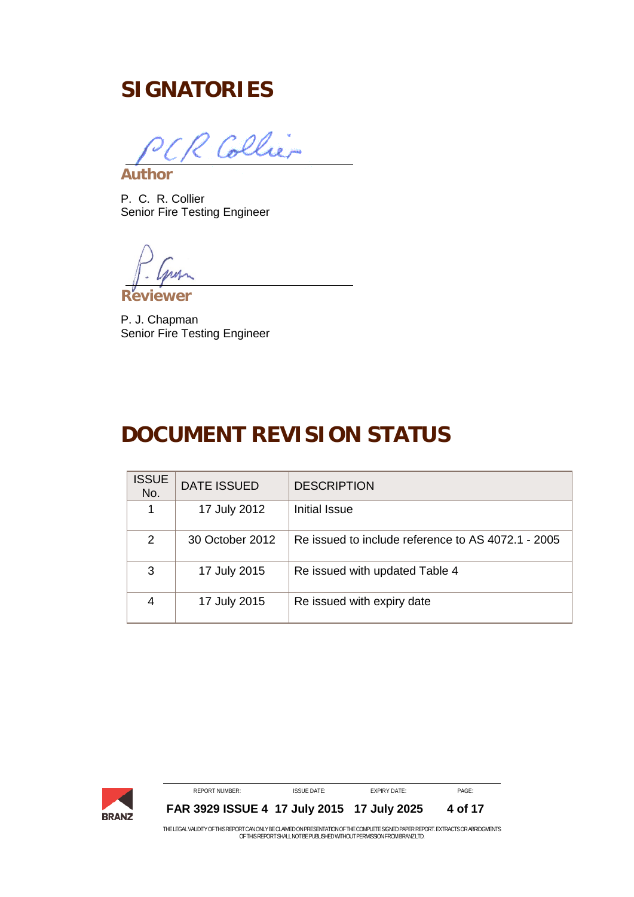# SIGNATORIES

**Author**

P. C. R. Collier
Senior Fire Testing Engineer

**Reviewer**

P. J. Chapman
Senior Fire Testing Engineer

# DOCUMENT REVISION STATUS

| ISSUE No. | DATE ISSUED | DESCRIPTION |
|---|---|---|
| 1 | 17 July 2012 | Initial Issue |
| 2 | 30 October 2012 | Re issued to include reference to AS 4072.1 - 2005 |
| 3 | 17 July 2015 | Re issued with updated Table 4 |
| 4 | 17 July 2015 | Re issued with expiry date |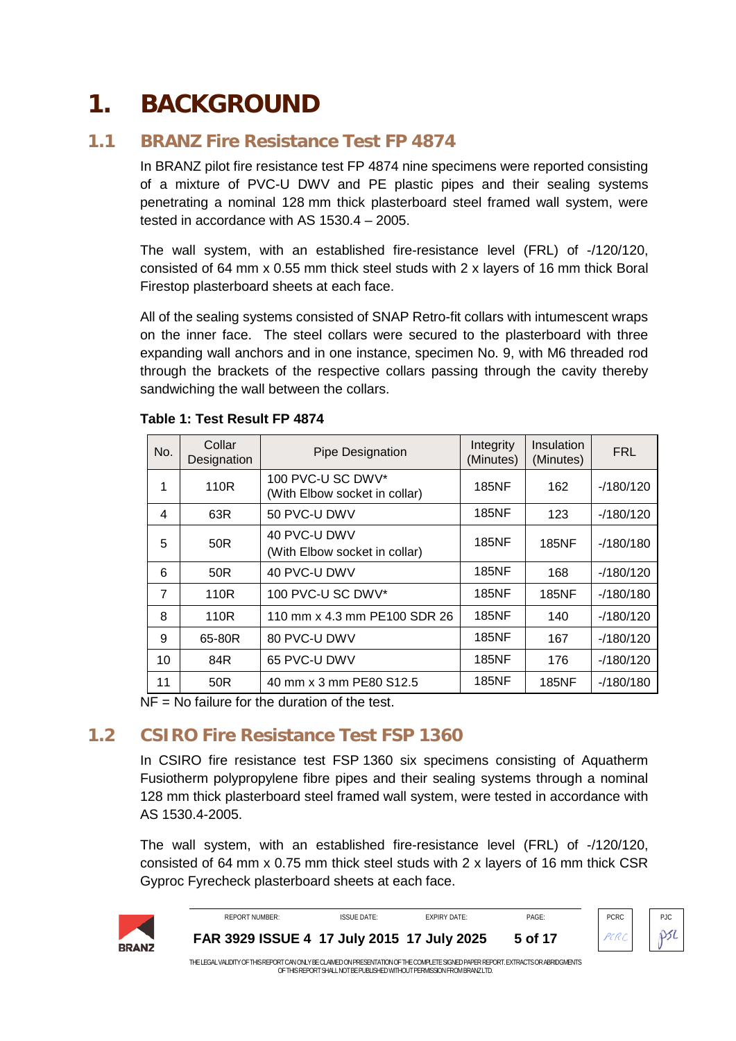# 1. BACKGROUND

## 1.1 BRANZ Fire Resistance Test FP 4874

In BRANZ pilot fire resistance test FP 4874 nine specimens were reported consisting of a mixture of PVC-U DWV and PE plastic pipes and their sealing systems penetrating a nominal 128 mm thick plasterboard steel framed wall system, were tested in accordance with AS 1530.4 – 2005.

The wall system, with an established fire-resistance level (FRL) of -/120/120, consisted of 64 mm x 0.55 mm thick steel studs with 2 x layers of 16 mm thick Boral Firestop plasterboard sheets at each face.

All of the sealing systems consisted of SNAP Retro-fit collars with intumescent wraps on the inner face. The steel collars were secured to the plasterboard with three expanding wall anchors and in one instance, specimen No. 9, with M6 threaded rod through the brackets of the respective collars passing through the cavity thereby sandwiching the wall between the collars.

**Table 1: Test Result FP 4874**

| No. | Collar Designation | Pipe Designation | Integrity (Minutes) | Insulation (Minutes) | FRL |
|---|---|---|---|---|---|
| 1 | 110R | 100 PVC-U SC DWV* (With Elbow socket in collar) | 185NF | 162 | -/180/120 |
| 4 | 63R | 50 PVC-U DWV | 185NF | 123 | -/180/120 |
| 5 | 50R | 40 PVC-U DWV (With Elbow socket in collar) | 185NF | 185NF | -/180/180 |
| 6 | 50R | 40 PVC-U DWV | 185NF | 168 | -/180/120 |
| 7 | 110R | 100 PVC-U SC DWV* | 185NF | 185NF | -/180/180 |
| 8 | 110R | 110 mm x 4.3 mm PE100 SDR 26 | 185NF | 140 | -/180/120 |
| 9 | 65-80R | 80 PVC-U DWV | 185NF | 167 | -/180/120 |
| 10 | 84R | 65 PVC-U DWV | 185NF | 176 | -/180/120 |
| 11 | 50R | 40 mm x 3 mm PE80 S12.5 | 185NF | 185NF | -/180/180 |

NF = No failure for the duration of the test.

## 1.2 CSIRO Fire Resistance Test FSP 1360

In CSIRO fire resistance test FSP 1360 six specimens consisting of Aquatherm Fusiotherm polypropylene fibre pipes and their sealing systems through a nominal 128 mm thick plasterboard steel framed wall system, were tested in accordance with AS 1530.4-2005.

The wall system, with an established fire-resistance level (FRL) of -/120/120, consisted of 64 mm x 0.75 mm thick steel studs with 2 x layers of 16 mm thick CSR Gyproc Fyrecheck plasterboard sheets at each face.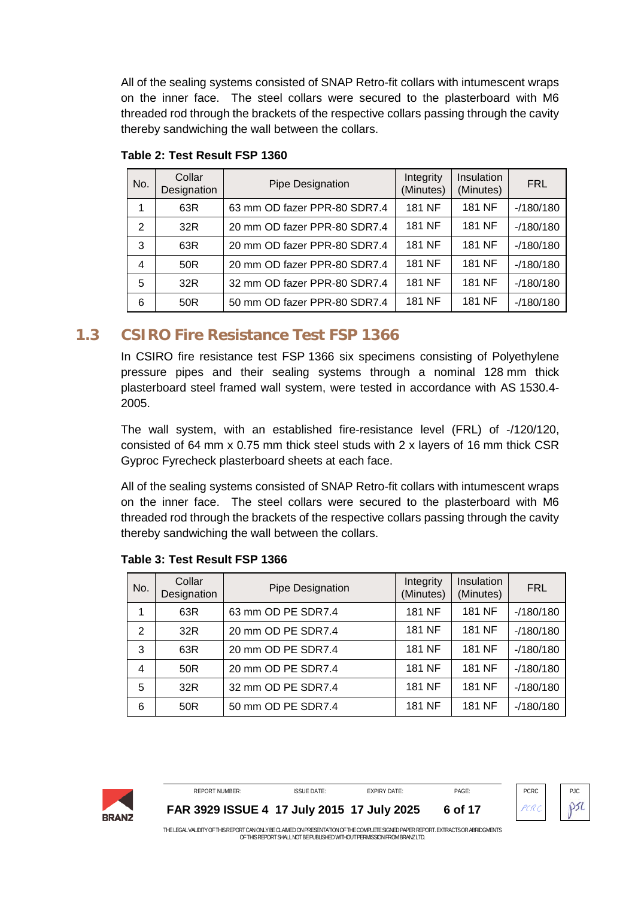All of the sealing systems consisted of SNAP Retro-fit collars with intumescent wraps on the inner face. The steel collars were secured to the plasterboard with M6 threaded rod through the brackets of the respective collars passing through the cavity thereby sandwiching the wall between the collars.

**Table 2: Test Result FSP 1360**

| No. | Collar Designation | Pipe Designation | Integrity (Minutes) | Insulation (Minutes) | FRL |
|---|---|---|---|---|---|
| 1 | 63R | 63 mm OD fazer PPR-80 SDR7.4 | 181 NF | 181 NF | -/180/180 |
| 2 | 32R | 20 mm OD fazer PPR-80 SDR7.4 | 181 NF | 181 NF | -/180/180 |
| 3 | 63R | 20 mm OD fazer PPR-80 SDR7.4 | 181 NF | 181 NF | -/180/180 |
| 4 | 50R | 20 mm OD fazer PPR-80 SDR7.4 | 181 NF | 181 NF | -/180/180 |
| 5 | 32R | 32 mm OD fazer PPR-80 SDR7.4 | 181 NF | 181 NF | -/180/180 |
| 6 | 50R | 50 mm OD fazer PPR-80 SDR7.4 | 181 NF | 181 NF | -/180/180 |

## 1.3 CSIRO Fire Resistance Test FSP 1366

In CSIRO fire resistance test FSP 1366 six specimens consisting of Polyethylene pressure pipes and their sealing systems through a nominal 128 mm thick plasterboard steel framed wall system, were tested in accordance with AS 1530.4-2005.

The wall system, with an established fire-resistance level (FRL) of -/120/120, consisted of 64 mm x 0.75 mm thick steel studs with 2 x layers of 16 mm thick CSR Gyproc Fyrecheck plasterboard sheets at each face.

All of the sealing systems consisted of SNAP Retro-fit collars with intumescent wraps on the inner face. The steel collars were secured to the plasterboard with M6 threaded rod through the brackets of the respective collars passing through the cavity thereby sandwiching the wall between the collars.

**Table 3: Test Result FSP 1366**

| No. | Collar Designation | Pipe Designation | Integrity (Minutes) | Insulation (Minutes) | FRL |
|---|---|---|---|---|---|
| 1 | 63R | 63 mm OD PE SDR7.4 | 181 NF | 181 NF | -/180/180 |
| 2 | 32R | 20 mm OD PE SDR7.4 | 181 NF | 181 NF | -/180/180 |
| 3 | 63R | 20 mm OD PE SDR7.4 | 181 NF | 181 NF | -/180/180 |
| 4 | 50R | 20 mm OD PE SDR7.4 | 181 NF | 181 NF | -/180/180 |
| 5 | 32R | 32 mm OD PE SDR7.4 | 181 NF | 181 NF | -/180/180 |
| 6 | 50R | 50 mm OD PE SDR7.4 | 181 NF | 181 NF | -/180/180 |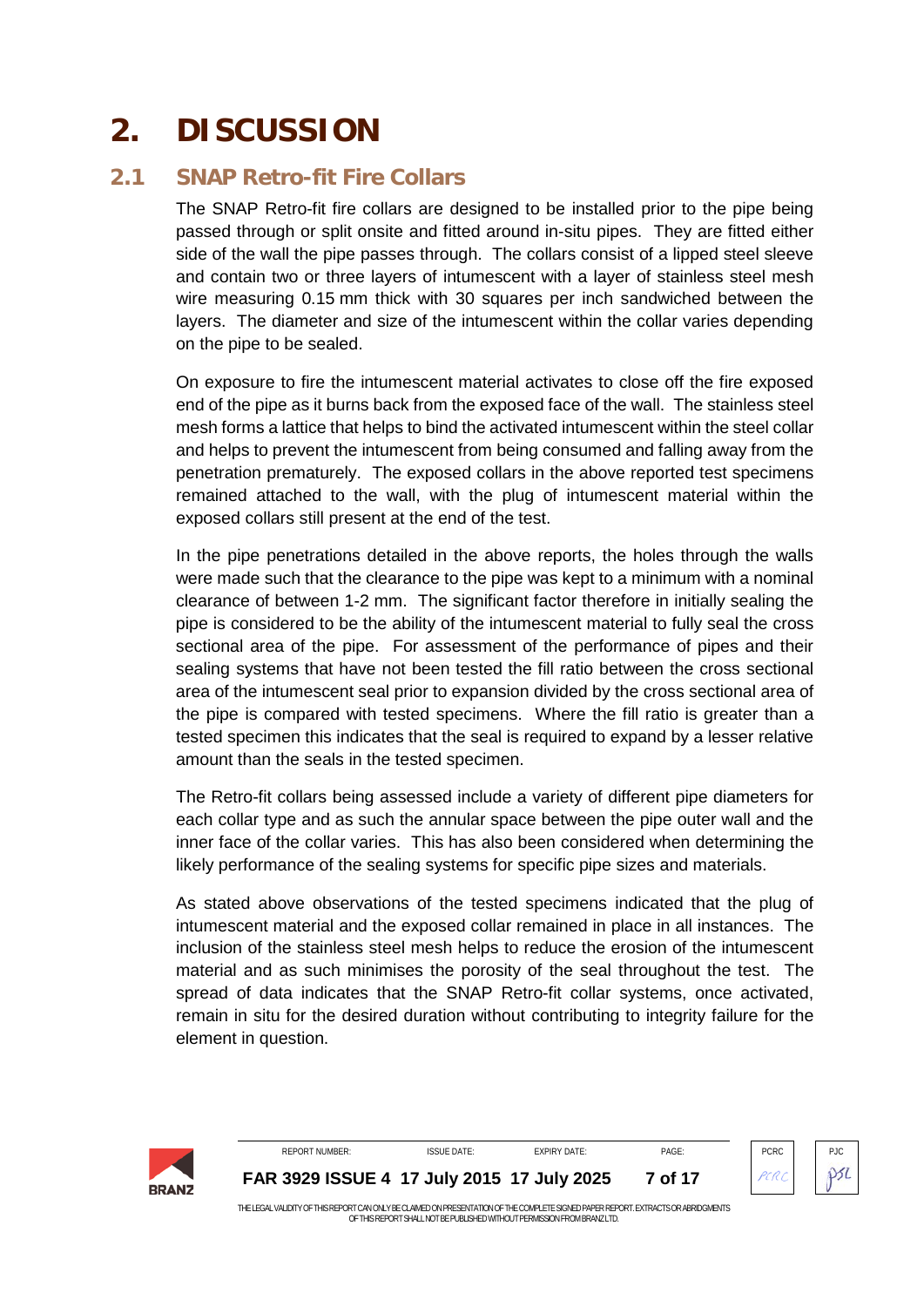# 2. DISCUSSION

## 2.1 SNAP Retro-fit Fire Collars

The SNAP Retro-fit fire collars are designed to be installed prior to the pipe being passed through or split onsite and fitted around in-situ pipes. They are fitted either side of the wall the pipe passes through. The collars consist of a lipped steel sleeve and contain two or three layers of intumescent with a layer of stainless steel mesh wire measuring 0.15 mm thick with 30 squares per inch sandwiched between the layers. The diameter and size of the intumescent within the collar varies depending on the pipe to be sealed.

On exposure to fire the intumescent material activates to close off the fire exposed end of the pipe as it burns back from the exposed face of the wall. The stainless steel mesh forms a lattice that helps to bind the activated intumescent within the steel collar and helps to prevent the intumescent from being consumed and falling away from the penetration prematurely. The exposed collars in the above reported test specimens remained attached to the wall, with the plug of intumescent material within the exposed collars still present at the end of the test.

In the pipe penetrations detailed in the above reports, the holes through the walls were made such that the clearance to the pipe was kept to a minimum with a nominal clearance of between 1-2 mm. The significant factor therefore in initially sealing the pipe is considered to be the ability of the intumescent material to fully seal the cross sectional area of the pipe. For assessment of the performance of pipes and their sealing systems that have not been tested the fill ratio between the cross sectional area of the intumescent seal prior to expansion divided by the cross sectional area of the pipe is compared with tested specimens. Where the fill ratio is greater than a tested specimen this indicates that the seal is required to expand by a lesser relative amount than the seals in the tested specimen.

The Retro-fit collars being assessed include a variety of different pipe diameters for each collar type and as such the annular space between the pipe outer wall and the inner face of the collar varies. This has also been considered when determining the likely performance of the sealing systems for specific pipe sizes and materials.

As stated above observations of the tested specimens indicated that the plug of intumescent material and the exposed collar remained in place in all instances. The inclusion of the stainless steel mesh helps to reduce the erosion of the intumescent material and as such minimises the porosity of the seal throughout the test. The spread of data indicates that the SNAP Retro-fit collar systems, once activated, remain in situ for the desired duration without contributing to integrity failure for the element in question.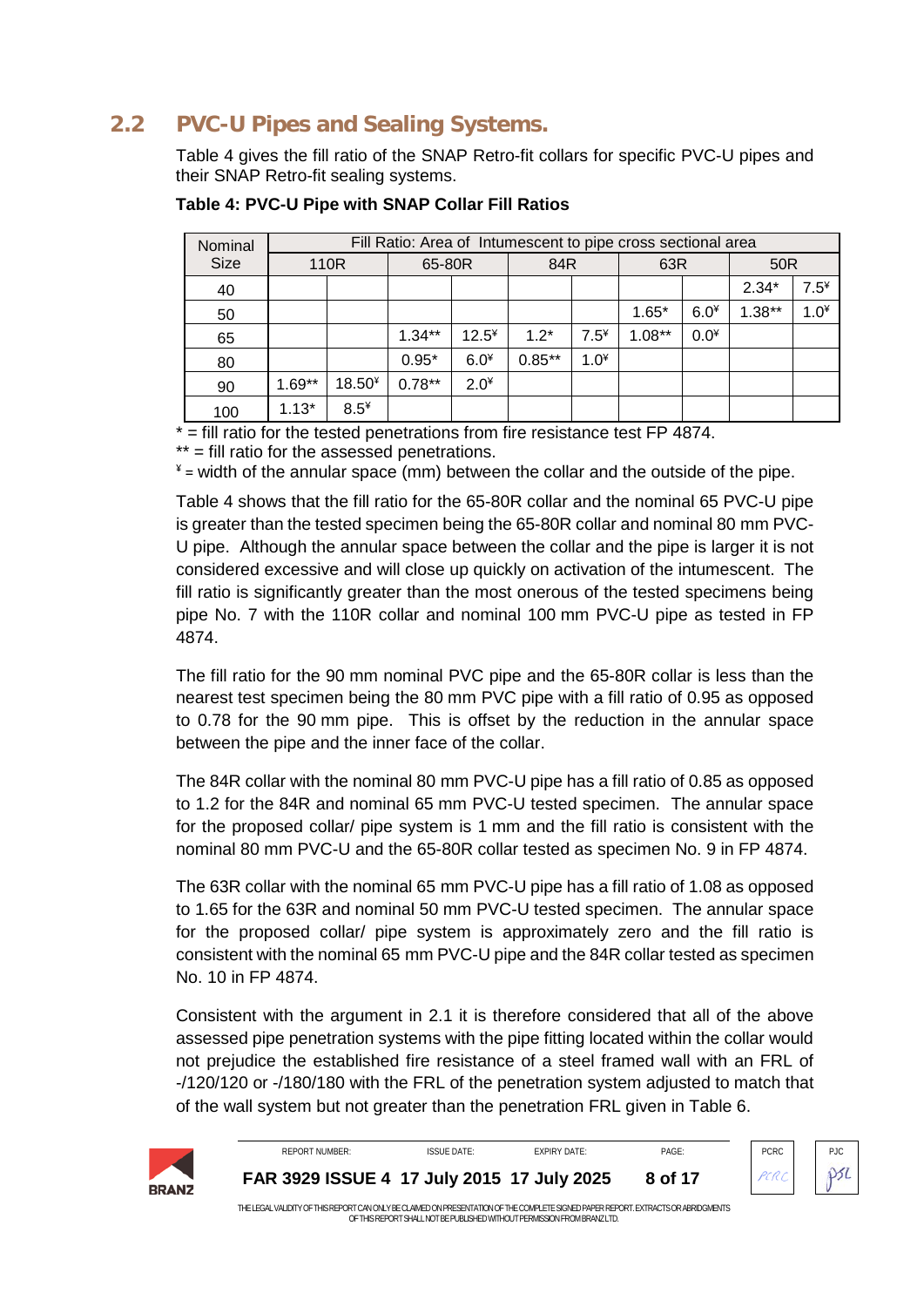## 2.2 PVC-U Pipes and Sealing Systems.

Table 4 gives the fill ratio of the SNAP Retro-fit collars for specific PVC-U pipes and their SNAP Retro-fit sealing systems.

**Table 4: PVC-U Pipe with SNAP Collar Fill Ratios**

| Nominal Size | Fill Ratio: Area of Intumescent to pipe cross sectional area | | | | | | | | | |
|---|---|---|---|---|---|---|---|---|---|---|
| | 110R | | 65-80R | | 84R | | 63R | | 50R | |
| 40 | | | | | | | | | 2.34* | 7.5¥ |
| 50 | | | | | | | 1.65* | 6.0¥ | 1.38** | 1.0¥ |
| 65 | | | 1.34** | 12.5¥ | 1.2* | 7.5¥ | 1.08** | 0.0¥ | | |
| 80 | | | 0.95* | 6.0¥ | 0.85** | 1.0¥ | | | | |
| 90 | 1.69** | 18.50¥ | 0.78** | 2.0¥ | | | | | | |
| 100 | 1.13* | 8.5¥ | | | | | | | | |

\* = fill ratio for the tested penetrations from fire resistance test FP 4874.
** = fill ratio for the assessed penetrations.
¥ = width of the annular space (mm) between the collar and the outside of the pipe.

Table 4 shows that the fill ratio for the 65-80R collar and the nominal 65 PVC-U pipe is greater than the tested specimen being the 65-80R collar and nominal 80 mm PVC-U pipe. Although the annular space between the collar and the pipe is larger it is not considered excessive and will close up quickly on activation of the intumescent. The fill ratio is significantly greater than the most onerous of the tested specimens being pipe No. 7 with the 110R collar and nominal 100 mm PVC-U pipe as tested in FP 4874.

The fill ratio for the 90 mm nominal PVC pipe and the 65-80R collar is less than the nearest test specimen being the 80 mm PVC pipe with a fill ratio of 0.95 as opposed to 0.78 for the 90 mm pipe. This is offset by the reduction in the annular space between the pipe and the inner face of the collar.

The 84R collar with the nominal 80 mm PVC-U pipe has a fill ratio of 0.85 as opposed to 1.2 for the 84R and nominal 65 mm PVC-U tested specimen. The annular space for the proposed collar/ pipe system is 1 mm and the fill ratio is consistent with the nominal 80 mm PVC-U and the 65-80R collar tested as specimen No. 9 in FP 4874.

The 63R collar with the nominal 65 mm PVC-U pipe has a fill ratio of 1.08 as opposed to 1.65 for the 63R and nominal 50 mm PVC-U tested specimen. The annular space for the proposed collar/ pipe system is approximately zero and the fill ratio is consistent with the nominal 65 mm PVC-U pipe and the 84R collar tested as specimen No. 10 in FP 4874.

Consistent with the argument in 2.1 it is therefore considered that all of the above assessed pipe penetration systems with the pipe fitting located within the collar would not prejudice the established fire resistance of a steel framed wall with an FRL of -/120/120 or -/180/180 with the FRL of the penetration system adjusted to match that of the wall system but not greater than the penetration FRL given in Table 6.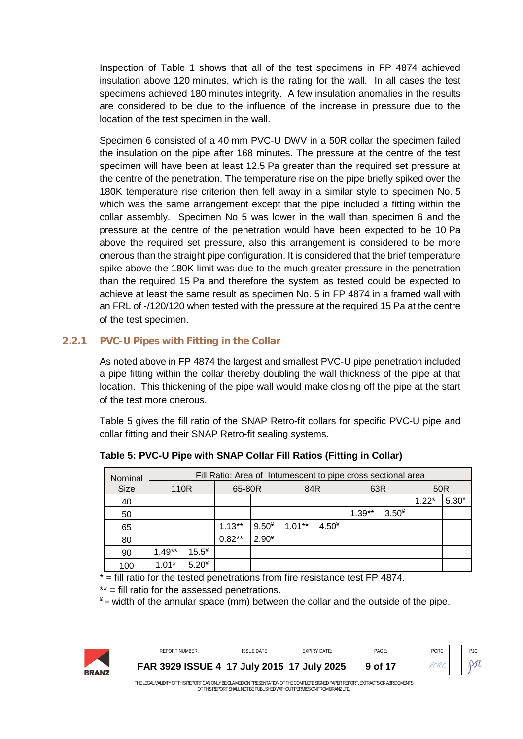Inspection of Table 1 shows that all of the test specimens in FP 4874 achieved insulation above 120 minutes, which is the rating for the wall. In all cases the test specimens achieved 180 minutes integrity. A few insulation anomalies in the results are considered to be due to the influence of the increase in pressure due to the location of the test specimen in the wall.

Specimen 6 consisted of a 40 mm PVC-U DWV in a 50R collar the specimen failed the insulation on the pipe after 168 minutes. The pressure at the centre of the test specimen will have been at least 12.5 Pa greater than the required set pressure at the centre of the penetration. The temperature rise on the pipe briefly spiked over the 180K temperature rise criterion then fell away in a similar style to specimen No. 5 which was the same arrangement except that the pipe included a fitting within the collar assembly. Specimen No 5 was lower in the wall than specimen 6 and the pressure at the centre of the penetration would have been expected to be 10 Pa above the required set pressure, also this arrangement is considered to be more onerous than the straight pipe configuration. It is considered that the brief temperature spike above the 180K limit was due to the much greater pressure in the penetration than the required 15 Pa and therefore the system as tested could be expected to achieve at least the same result as specimen No. 5 in FP 4874 in a framed wall with an FRL of -/120/120 when tested with the pressure at the required 15 Pa at the centre of the test specimen.

### 2.2.1 PVC-U Pipes with Fitting in the Collar

As noted above in FP 4874 the largest and smallest PVC-U pipe penetration included a pipe fitting within the collar thereby doubling the wall thickness of the pipe at that location. This thickening of the pipe wall would make closing off the pipe at the start of the test more onerous.

Table 5 gives the fill ratio of the SNAP Retro-fit collars for specific PVC-U pipe and collar fitting and their SNAP Retro-fit sealing systems.

**Table 5: PVC-U Pipe with SNAP Collar Fill Ratios (Fitting in Collar)**

| Nominal Size | Fill Ratio: Area of Intumescent to pipe cross sectional area | | | | | | | | | |
|---|---|---|---|---|---|---|---|---|---|---|
| | 110R | | 65-80R | | 84R | | 63R | | 50R | |
| 40 | | | | | | | | | 1.22* | 5.30¥ |
| 50 | | | | | | | 1.39** | 3.50¥ | | |
| 65 | | | 1.13** | 9.50¥ | 1.01** | 4.50¥ | | | | |
| 80 | | | 0.82** | 2.90¥ | | | | | | |
| 90 | 1.49** | 15.5¥ | | | | | | | | |
| 100 | 1.01* | 5.20¥ | | | | | | | | |

* = fill ratio for the tested penetrations from fire resistance test FP 4874.

** = fill ratio for the assessed penetrations.

¥ = width of the annular space (mm) between the collar and the outside of the pipe.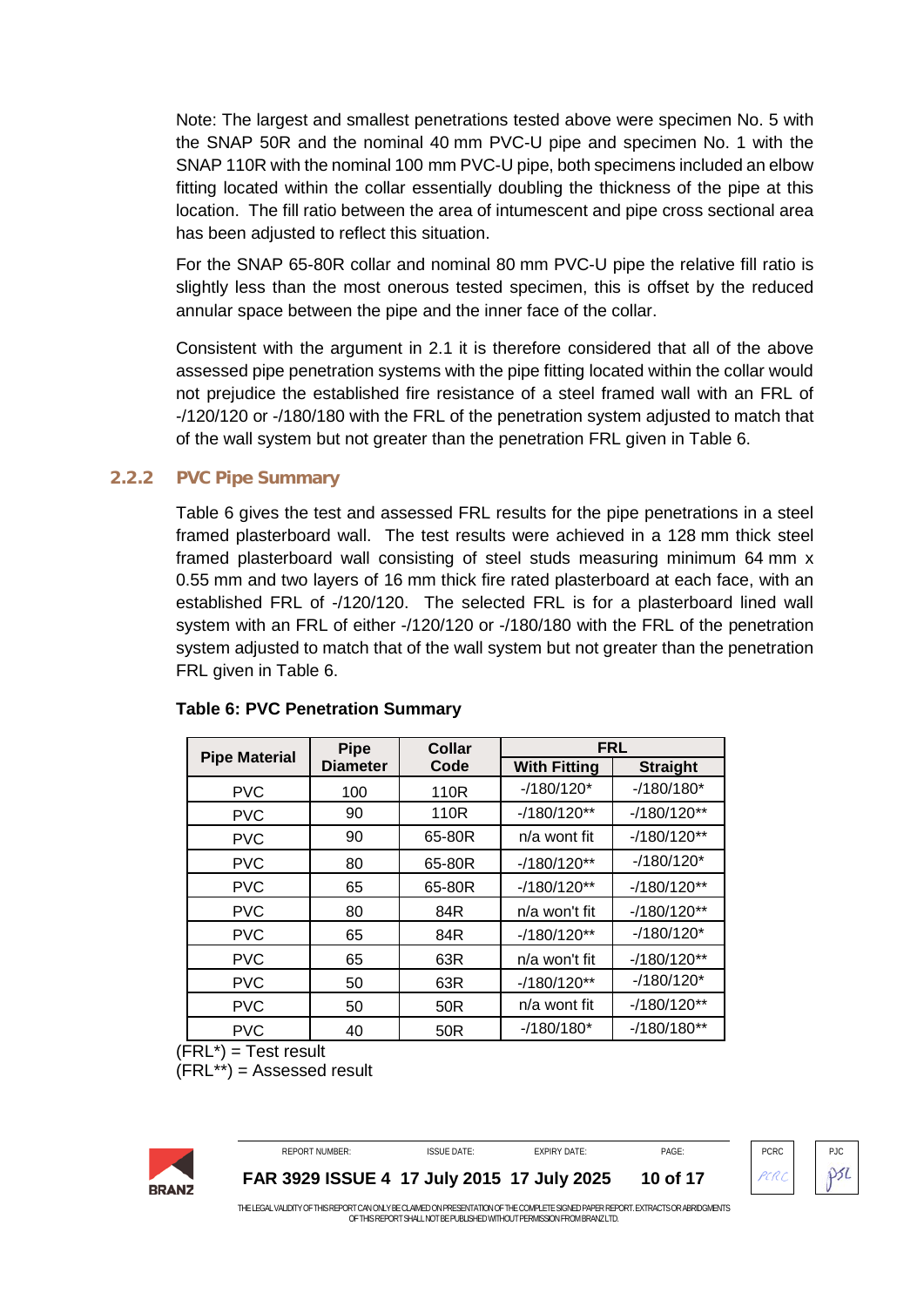Note: The largest and smallest penetrations tested above were specimen No. 5 with the SNAP 50R and the nominal 40 mm PVC-U pipe and specimen No. 1 with the SNAP 110R with the nominal 100 mm PVC-U pipe, both specimens included an elbow fitting located within the collar essentially doubling the thickness of the pipe at this location. The fill ratio between the area of intumescent and pipe cross sectional area has been adjusted to reflect this situation.

For the SNAP 65-80R collar and nominal 80 mm PVC-U pipe the relative fill ratio is slightly less than the most onerous tested specimen, this is offset by the reduced annular space between the pipe and the inner face of the collar.

Consistent with the argument in 2.1 it is therefore considered that all of the above assessed pipe penetration systems with the pipe fitting located within the collar would not prejudice the established fire resistance of a steel framed wall with an FRL of -/120/120 or -/180/180 with the FRL of the penetration system adjusted to match that of the wall system but not greater than the penetration FRL given in Table 6.

### 2.2.2 PVC Pipe Summary

Table 6 gives the test and assessed FRL results for the pipe penetrations in a steel framed plasterboard wall. The test results were achieved in a 128 mm thick steel framed plasterboard wall consisting of steel studs measuring minimum 64 mm x 0.55 mm and two layers of 16 mm thick fire rated plasterboard at each face, with an established FRL of -/120/120. The selected FRL is for a plasterboard lined wall system with an FRL of either -/120/120 or -/180/180 with the FRL of the penetration system adjusted to match that of the wall system but not greater than the penetration FRL given in Table 6.

**Table 6: PVC Penetration Summary**

| Pipe Material | Pipe Diameter | Collar Code | FRL | |
|---|---|---|---|---|
| | | | With Fitting | Straight |
| PVC | 100 | 110R | -/180/120* | -/180/180* |
| PVC | 90 | 110R | -/180/120** | -/180/120** |
| PVC | 90 | 65-80R | n/a wont fit | -/180/120** |
| PVC | 80 | 65-80R | -/180/120** | -/180/120* |
| PVC | 65 | 65-80R | -/180/120** | -/180/120** |
| PVC | 80 | 84R | n/a won't fit | -/180/120** |
| PVC | 65 | 84R | -/180/120** | -/180/120* |
| PVC | 65 | 63R | n/a won't fit | -/180/120** |
| PVC | 50 | 63R | -/180/120** | -/180/120* |
| PVC | 50 | 50R | n/a wont fit | -/180/120** |
| PVC | 40 | 50R | -/180/180* | -/180/180** |

(FRL*) = Test result
(FRL**) = Assessed result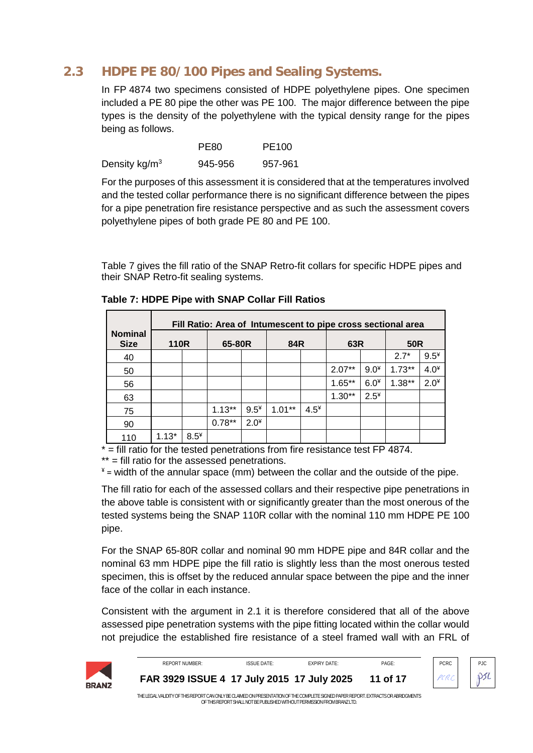## 2.3 HDPE PE 80/100 Pipes and Sealing Systems.

In FP 4874 two specimens consisted of HDPE polyethylene pipes. One specimen included a PE 80 pipe the other was PE 100. The major difference between the pipe types is the density of the polyethylene with the typical density range for the pipes being as follows.

| | PE80 | PE100 |
|---|---|---|
| Density kg/m$^3$ | 945-956 | 957-961 |

For the purposes of this assessment it is considered that at the temperatures involved and the tested collar performance there is no significant difference between the pipes for a pipe penetration fire resistance perspective and as such the assessment covers polyethylene pipes of both grade PE 80 and PE 100.

Table 7 gives the fill ratio of the SNAP Retro-fit collars for specific HDPE pipes and their SNAP Retro-fit sealing systems.

**Table 7: HDPE Pipe with SNAP Collar Fill Ratios**

| Nominal Size | Fill Ratio: Area of Intumescent to pipe cross sectional area | | | | | | | | | |
|---|---|---|---|---|---|---|---|---|---|---|
| | 110R | | 65-80R | | 84R | | 63R | | 50R | |
| 40 | | | | | | | | | 2.7* | 9.5¥ |
| 50 | | | | | | | 2.07** | 9.0¥ | 1.73** | 4.0¥ |
| 56 | | | | | | | 1.65** | 6.0¥ | 1.38** | 2.0¥ |
| 63 | | | | | | | 1.30** | 2.5¥ | | |
| 75 | | | 1.13** | 9.5¥ | 1.01** | 4.5¥ | | | | |
| 90 | | | 0.78** | 2.0¥ | | | | | | |
| 110 | 1.13* | 8.5¥ | | | | | | | | |

* = fill ratio for the tested penetrations from fire resistance test FP 4874.
** = fill ratio for the assessed penetrations.
¥ = width of the annular space (mm) between the collar and the outside of the pipe.

The fill ratio for each of the assessed collars and their respective pipe penetrations in the above table is consistent with or significantly greater than the most onerous of the tested systems being the SNAP 110R collar with the nominal 110 mm HDPE PE 100 pipe.

For the SNAP 65-80R collar and nominal 90 mm HDPE pipe and 84R collar and the nominal 63 mm HDPE pipe the fill ratio is slightly less than the most onerous tested specimen, this is offset by the reduced annular space between the pipe and the inner face of the collar in each instance.

Consistent with the argument in 2.1 it is therefore considered that all of the above assessed pipe penetration systems with the pipe fitting located within the collar would not prejudice the established fire resistance of a steel framed wall with an FRL of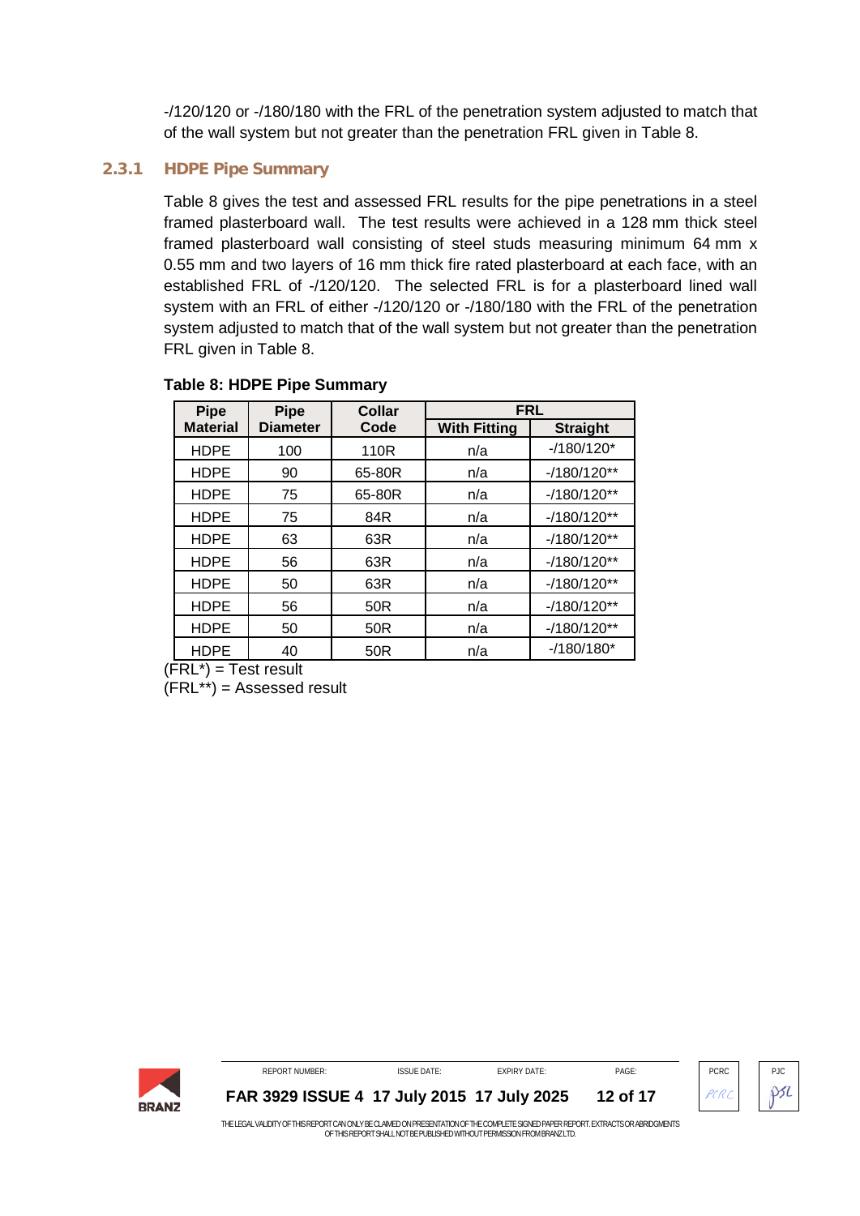-/120/120 or -/180/180 with the FRL of the penetration system adjusted to match that of the wall system but not greater than the penetration FRL given in Table 8.

### 2.3.1 HDPE Pipe Summary

Table 8 gives the test and assessed FRL results for the pipe penetrations in a steel framed plasterboard wall. The test results were achieved in a 128 mm thick steel framed plasterboard wall consisting of steel studs measuring minimum 64 mm x 0.55 mm and two layers of 16 mm thick fire rated plasterboard at each face, with an established FRL of -/120/120. The selected FRL is for a plasterboard lined wall system with an FRL of either -/120/120 or -/180/180 with the FRL of the penetration system adjusted to match that of the wall system but not greater than the penetration FRL given in Table 8.

**Table 8: HDPE Pipe Summary**

| Pipe Material | Pipe Diameter | Collar Code | FRL | |
|---|---|---|---|---|
| | | | With Fitting | Straight |
| HDPE | 100 | 110R | n/a | -/180/120* |
| HDPE | 90 | 65-80R | n/a | -/180/120** |
| HDPE | 75 | 65-80R | n/a | -/180/120** |
| HDPE | 75 | 84R | n/a | -/180/120** |
| HDPE | 63 | 63R | n/a | -/180/120** |
| HDPE | 56 | 63R | n/a | -/180/120** |
| HDPE | 50 | 63R | n/a | -/180/120** |
| HDPE | 56 | 50R | n/a | -/180/120** |
| HDPE | 50 | 50R | n/a | -/180/120** |
| HDPE | 40 | 50R | n/a | -/180/180* |

(FRL*) = Test result
(FRL**) = Assessed result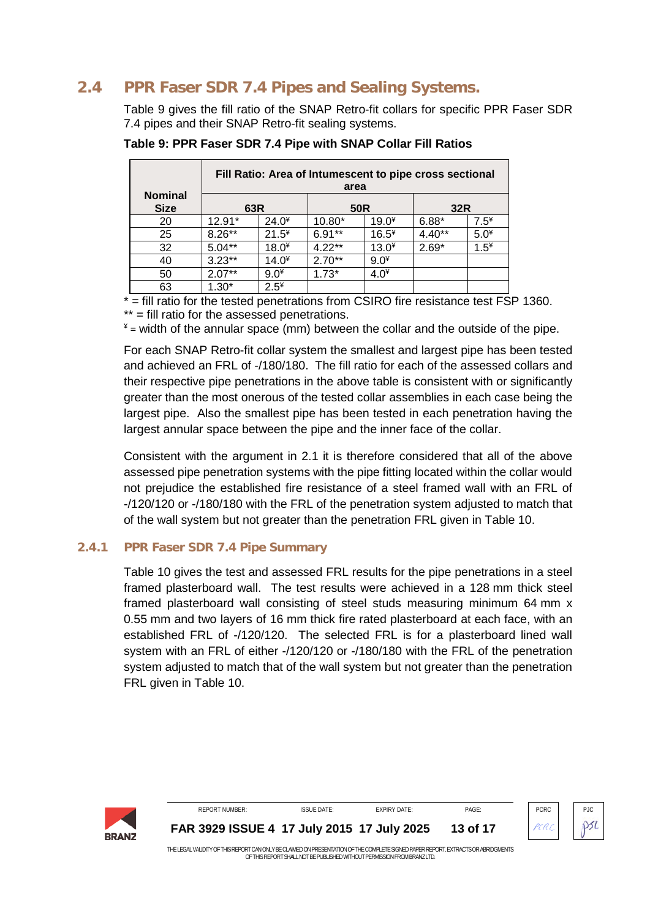## 2.4 PPR Faser SDR 7.4 Pipes and Sealing Systems.

Table 9 gives the fill ratio of the SNAP Retro-fit collars for specific PPR Faser SDR 7.4 pipes and their SNAP Retro-fit sealing systems.

**Table 9: PPR Faser SDR 7.4 Pipe with SNAP Collar Fill Ratios**

| Nominal Size | Fill Ratio: Area of Intumescent to pipe cross sectional area | | | | | |
|---|---|---|---|---|---|---|
| | 63R | | 50R | | 32R | |
| 20 | 12.91* | 24.0¥ | 10.80* | 19.0¥ | 6.88* | 7.5¥ |
| 25 | 8.26** | 21.5¥ | 6.91** | 16.5¥ | 4.40** | 5.0¥ |
| 32 | 5.04** | 18.0¥ | 4.22** | 13.0¥ | 2.69* | 1.5¥ |
| 40 | 3.23** | 14.0¥ | 2.70** | 9.0¥ | | |
| 50 | 2.07** | 9.0¥ | 1.73* | 4.0¥ | | |
| 63 | 1.30* | 2.5¥ | | | | |

* = fill ratio for the tested penetrations from CSIRO fire resistance test FSP 1360.
** = fill ratio for the assessed penetrations.
¥ = width of the annular space (mm) between the collar and the outside of the pipe.

For each SNAP Retro-fit collar system the smallest and largest pipe has been tested and achieved an FRL of -/180/180. The fill ratio for each of the assessed collars and their respective pipe penetrations in the above table is consistent with or significantly greater than the most onerous of the tested collar assemblies in each case being the largest pipe. Also the smallest pipe has been tested in each penetration having the largest annular space between the pipe and the inner face of the collar.

Consistent with the argument in 2.1 it is therefore considered that all of the above assessed pipe penetration systems with the pipe fitting located within the collar would not prejudice the established fire resistance of a steel framed wall with an FRL of -/120/120 or -/180/180 with the FRL of the penetration system adjusted to match that of the wall system but not greater than the penetration FRL given in Table 10.

### 2.4.1 PPR Faser SDR 7.4 Pipe Summary

Table 10 gives the test and assessed FRL results for the pipe penetrations in a steel framed plasterboard wall. The test results were achieved in a 128 mm thick steel framed plasterboard wall consisting of steel studs measuring minimum 64 mm x 0.55 mm and two layers of 16 mm thick fire rated plasterboard at each face, with an established FRL of -/120/120. The selected FRL is for a plasterboard lined wall system with an FRL of either -/120/120 or -/180/180 with the FRL of the penetration system adjusted to match that of the wall system but not greater than the penetration FRL given in Table 10.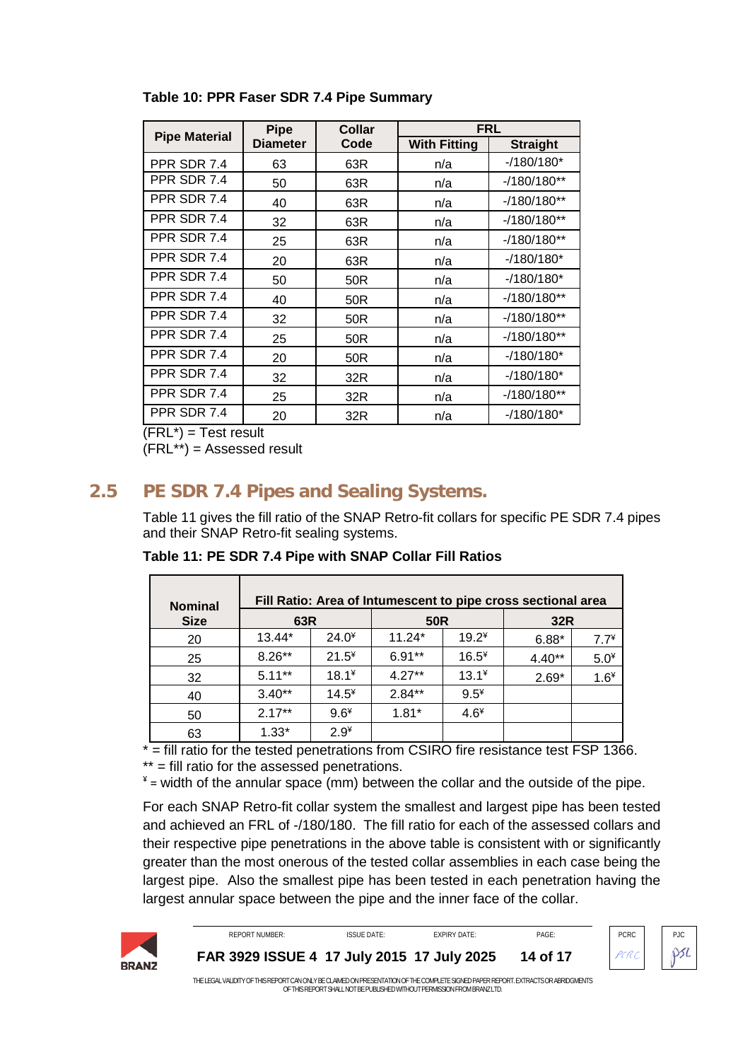**Table 10: PPR Faser SDR 7.4 Pipe Summary**

| Pipe Material | Pipe Diameter | Collar Code | FRL | |
|---|---|---|---|---|
| | | | With Fitting | Straight |
| PPR SDR 7.4 | 63 | 63R | n/a | -/180/180* |
| PPR SDR 7.4 | 50 | 63R | n/a | -/180/180** |
| PPR SDR 7.4 | 40 | 63R | n/a | -/180/180** |
| PPR SDR 7.4 | 32 | 63R | n/a | -/180/180** |
| PPR SDR 7.4 | 25 | 63R | n/a | -/180/180** |
| PPR SDR 7.4 | 20 | 63R | n/a | -/180/180* |
| PPR SDR 7.4 | 50 | 50R | n/a | -/180/180* |
| PPR SDR 7.4 | 40 | 50R | n/a | -/180/180** |
| PPR SDR 7.4 | 32 | 50R | n/a | -/180/180** |
| PPR SDR 7.4 | 25 | 50R | n/a | -/180/180** |
| PPR SDR 7.4 | 20 | 50R | n/a | -/180/180* |
| PPR SDR 7.4 | 32 | 32R | n/a | -/180/180* |
| PPR SDR 7.4 | 25 | 32R | n/a | -/180/180** |
| PPR SDR 7.4 | 20 | 32R | n/a | -/180/180* |

(FRL*) = Test result
(FRL**) = Assessed result

## 2.5 PE SDR 7.4 Pipes and Sealing Systems.

Table 11 gives the fill ratio of the SNAP Retro-fit collars for specific PE SDR 7.4 pipes and their SNAP Retro-fit sealing systems.

**Table 11: PE SDR 7.4 Pipe with SNAP Collar Fill Ratios**

| Nominal Size | Fill Ratio: Area of Intumescent to pipe cross sectional area | | | | | |
|---|---|---|---|---|---|---|
| | 63R | | 50R | | 32R | |
| 20 | 13.44* | 24.0¥ | 11.24* | 19.2¥ | 6.88* | 7.7¥ |
| 25 | 8.26** | 21.5¥ | 6.91** | 16.5¥ | 4.40** | 5.0¥ |
| 32 | 5.11** | 18.1¥ | 4.27** | 13.1¥ | 2.69* | 1.6¥ |
| 40 | 3.40** | 14.5¥ | 2.84** | 9.5¥ | | |
| 50 | 2.17** | 9.6¥ | 1.81* | 4.6¥ | | |
| 63 | 1.33* | 2.9¥ | | | | |

* = fill ratio for the tested penetrations from CSIRO fire resistance test FSP 1366.
** = fill ratio for the assessed penetrations.
¥ = width of the annular space (mm) between the collar and the outside of the pipe.

For each SNAP Retro-fit collar system the smallest and largest pipe has been tested and achieved an FRL of -/180/180. The fill ratio for each of the assessed collars and their respective pipe penetrations in the above table is consistent with or significantly greater than the most onerous of the tested collar assemblies in each case being the largest pipe. Also the smallest pipe has been tested in each penetration having the largest annular space between the pipe and the inner face of the collar.

| REPORT NUMBER: | ISSUE DATE: | EXPIRY DATE: |
|---|---|---|
| FAR 3929 ISSUE 4 | 17 July 2015 | 17 July 2025 |

THE LEGAL VALIDITY OF THIS REPORT CAN ONLY BE CLAIMED ON PRESENTATION OF THE COMPLETE SIGNED PAPER REPORT. EXTRACTS OR ABRIDGMENTS OF THIS REPORT SHALL NOT BE PUBLISHED WITHOUT PERMISSION FROM BRANZ LTD.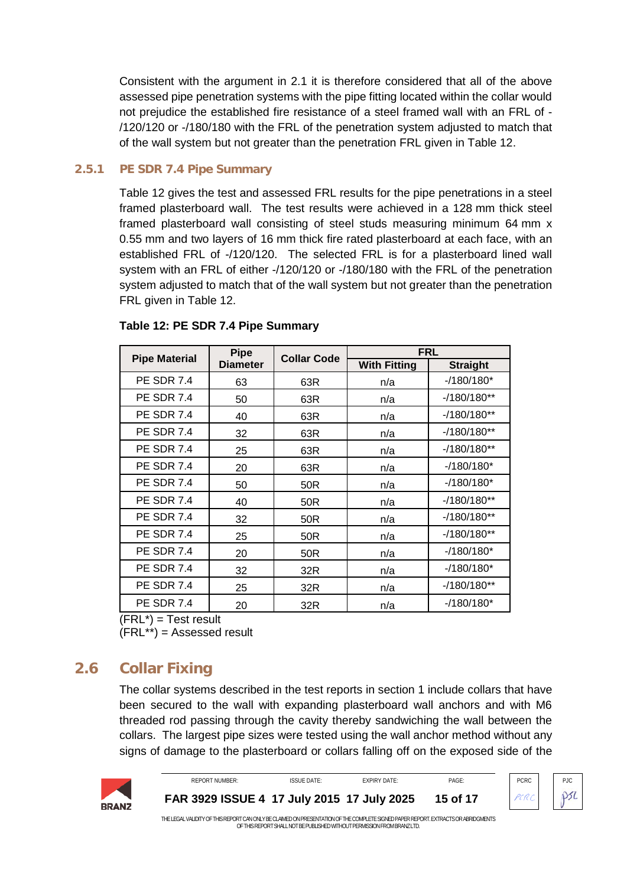Consistent with the argument in 2.1 it is therefore considered that all of the above assessed pipe penetration systems with the pipe fitting located within the collar would not prejudice the established fire resistance of a steel framed wall with an FRL of -/120/120 or -/180/180 with the FRL of the penetration system adjusted to match that of the wall system but not greater than the penetration FRL given in Table 12.

### 2.5.1 PE SDR 7.4 Pipe Summary

Table 12 gives the test and assessed FRL results for the pipe penetrations in a steel framed plasterboard wall. The test results were achieved in a 128 mm thick steel framed plasterboard wall consisting of steel studs measuring minimum 64 mm x 0.55 mm and two layers of 16 mm thick fire rated plasterboard at each face, with an established FRL of -/120/120. The selected FRL is for a plasterboard lined wall system with an FRL of either -/120/120 or -/180/180 with the FRL of the penetration system adjusted to match that of the wall system but not greater than the penetration FRL given in Table 12.

**Table 12: PE SDR 7.4 Pipe Summary**

| Pipe Material | Pipe Diameter | Collar Code | FRL | |
|---|---|---|---|---|
| | | | With Fitting | Straight |
| PE SDR 7.4 | 63 | 63R | n/a | -/180/180* |
| PE SDR 7.4 | 50 | 63R | n/a | -/180/180** |
| PE SDR 7.4 | 40 | 63R | n/a | -/180/180** |
| PE SDR 7.4 | 32 | 63R | n/a | -/180/180** |
| PE SDR 7.4 | 25 | 63R | n/a | -/180/180** |
| PE SDR 7.4 | 20 | 63R | n/a | -/180/180* |
| PE SDR 7.4 | 50 | 50R | n/a | -/180/180* |
| PE SDR 7.4 | 40 | 50R | n/a | -/180/180** |
| PE SDR 7.4 | 32 | 50R | n/a | -/180/180** |
| PE SDR 7.4 | 25 | 50R | n/a | -/180/180** |
| PE SDR 7.4 | 20 | 50R | n/a | -/180/180* |
| PE SDR 7.4 | 32 | 32R | n/a | -/180/180* |
| PE SDR 7.4 | 25 | 32R | n/a | -/180/180** |
| PE SDR 7.4 | 20 | 32R | n/a | -/180/180* |

(FRL*) = Test result
(FRL**) = Assessed result

## 2.6 Collar Fixing

The collar systems described in the test reports in section 1 include collars that have been secured to the wall with expanding plasterboard wall anchors and with M6 threaded rod passing through the cavity thereby sandwiching the wall between the collars. The largest pipe sizes were tested using the wall anchor method without any signs of damage to the plasterboard or collars falling off on the exposed side of the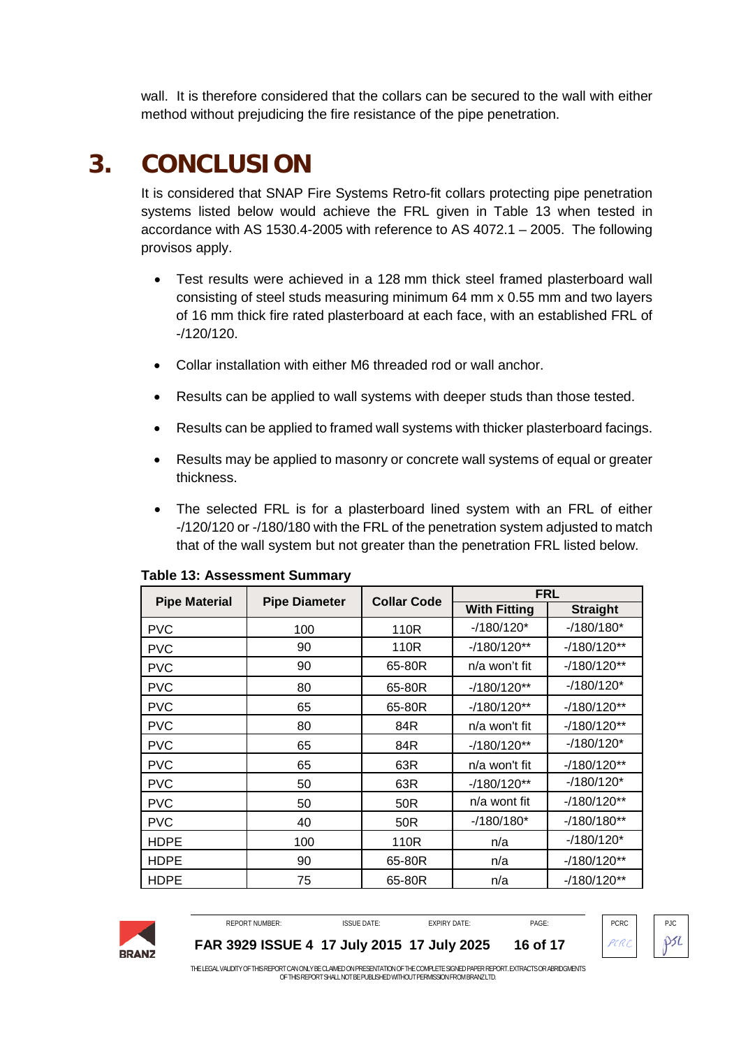wall. It is therefore considered that the collars can be secured to the wall with either method without prejudicing the fire resistance of the pipe penetration.

# 3. CONCLUSION

It is considered that SNAP Fire Systems Retro-fit collars protecting pipe penetration systems listed below would achieve the FRL given in Table 13 when tested in accordance with AS 1530.4-2005 with reference to AS 4072.1 – 2005. The following provisos apply.

- Test results were achieved in a 128 mm thick steel framed plasterboard wall consisting of steel studs measuring minimum 64 mm x 0.55 mm and two layers of 16 mm thick fire rated plasterboard at each face, with an established FRL of -/120/120.
- Collar installation with either M6 threaded rod or wall anchor.
- Results can be applied to wall systems with deeper studs than those tested.
- Results can be applied to framed wall systems with thicker plasterboard facings.
- Results may be applied to masonry or concrete wall systems of equal or greater thickness.
- The selected FRL is for a plasterboard lined system with an FRL of either -/120/120 or -/180/180 with the FRL of the penetration system adjusted to match that of the wall system but not greater than the penetration FRL listed below.

**Table 13: Assessment Summary**

| Pipe Material | Pipe Diameter | Collar Code | FRL | |
|---|---|---|---|---|
| | | | With Fitting | Straight |
| PVC | 100 | 110R | -/180/120* | -/180/180* |
| PVC | 90 | 110R | -/180/120** | -/180/120** |
| PVC | 90 | 65-80R | n/a won't fit | -/180/120** |
| PVC | 80 | 65-80R | -/180/120** | -/180/120* |
| PVC | 65 | 65-80R | -/180/120** | -/180/120** |
| PVC | 80 | 84R | n/a won't fit | -/180/120** |
| PVC | 65 | 84R | -/180/120** | -/180/120* |
| PVC | 65 | 63R | n/a won't fit | -/180/120** |
| PVC | 50 | 63R | -/180/120** | -/180/120* |
| PVC | 50 | 50R | n/a wont fit | -/180/120** |
| PVC | 40 | 50R | -/180/180* | -/180/180** |
| HDPE | 100 | 110R | n/a | -/180/120* |
| HDPE | 90 | 65-80R | n/a | -/180/120** |
| HDPE | 75 | 65-80R | n/a | -/180/120** |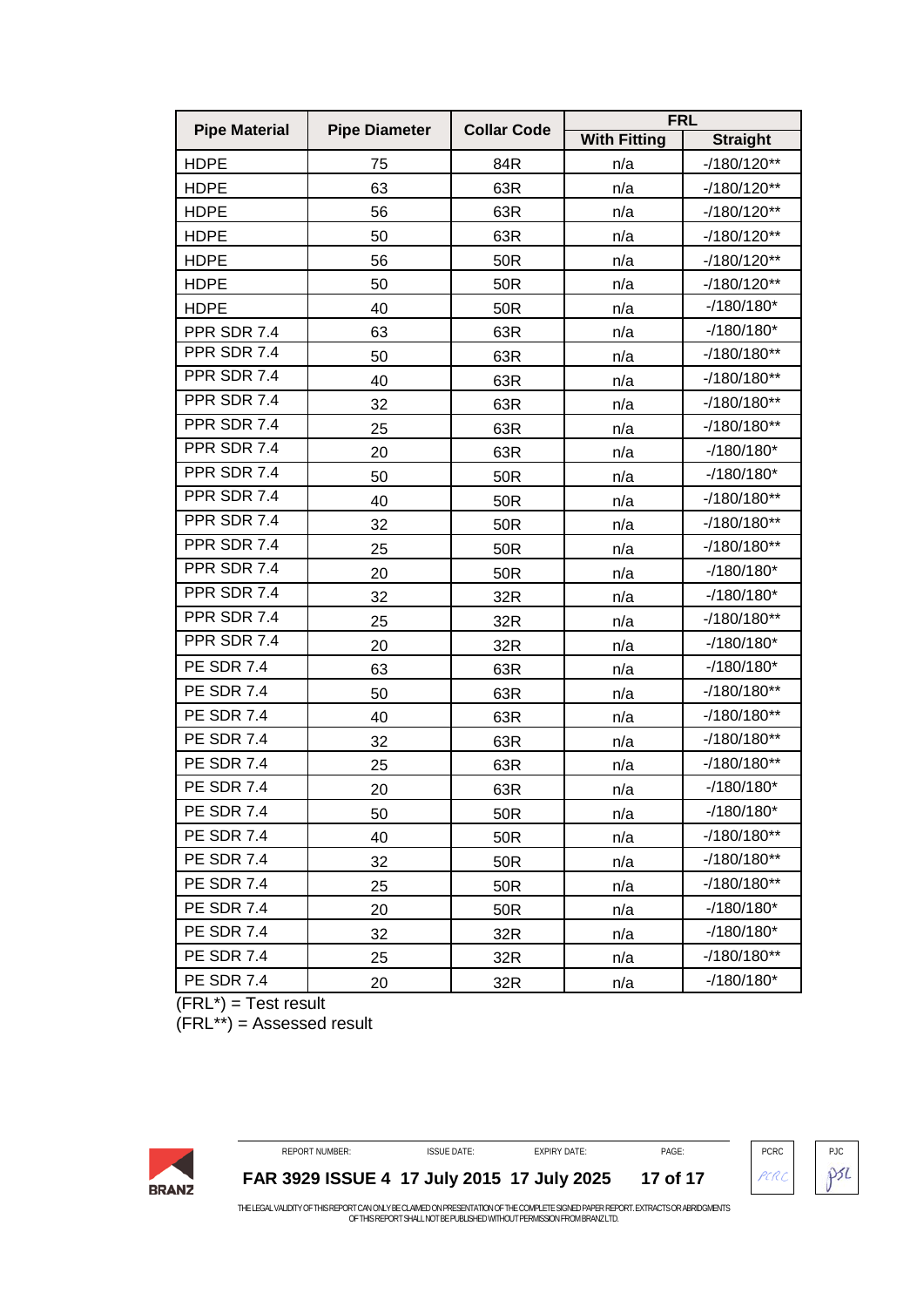| Pipe Material | Pipe Diameter | Collar Code | FRL | |
|---|---|---|---|---|
| | | | With Fitting | Straight |
| HDPE | 75 | 84R | n/a | -/180/120** |
| HDPE | 63 | 63R | n/a | -/180/120** |
| HDPE | 56 | 63R | n/a | -/180/120** |
| HDPE | 50 | 63R | n/a | -/180/120** |
| HDPE | 56 | 50R | n/a | -/180/120** |
| HDPE | 50 | 50R | n/a | -/180/120** |
| HDPE | 40 | 50R | n/a | -/180/180* |
| PPR SDR 7.4 | 63 | 63R | n/a | -/180/180* |
| PPR SDR 7.4 | 50 | 63R | n/a | -/180/180** |
| PPR SDR 7.4 | 40 | 63R | n/a | -/180/180** |
| PPR SDR 7.4 | 32 | 63R | n/a | -/180/180** |
| PPR SDR 7.4 | 25 | 63R | n/a | -/180/180** |
| PPR SDR 7.4 | 20 | 63R | n/a | -/180/180* |
| PPR SDR 7.4 | 50 | 50R | n/a | -/180/180* |
| PPR SDR 7.4 | 40 | 50R | n/a | -/180/180** |
| PPR SDR 7.4 | 32 | 50R | n/a | -/180/180** |
| PPR SDR 7.4 | 25 | 50R | n/a | -/180/180** |
| PPR SDR 7.4 | 20 | 50R | n/a | -/180/180* |
| PPR SDR 7.4 | 32 | 32R | n/a | -/180/180* |
| PPR SDR 7.4 | 25 | 32R | n/a | -/180/180** |
| PPR SDR 7.4 | 20 | 32R | n/a | -/180/180* |
| PE SDR 7.4 | 63 | 63R | n/a | -/180/180* |
| PE SDR 7.4 | 50 | 63R | n/a | -/180/180** |
| PE SDR 7.4 | 40 | 63R | n/a | -/180/180** |
| PE SDR 7.4 | 32 | 63R | n/a | -/180/180** |
| PE SDR 7.4 | 25 | 63R | n/a | -/180/180** |
| PE SDR 7.4 | 20 | 63R | n/a | -/180/180* |
| PE SDR 7.4 | 50 | 50R | n/a | -/180/180* |
| PE SDR 7.4 | 40 | 50R | n/a | -/180/180** |
| PE SDR 7.4 | 32 | 50R | n/a | -/180/180** |
| PE SDR 7.4 | 25 | 50R | n/a | -/180/180** |
| PE SDR 7.4 | 20 | 50R | n/a | -/180/180* |
| PE SDR 7.4 | 32 | 32R | n/a | -/180/180* |
| PE SDR 7.4 | 25 | 32R | n/a | -/180/180** |
| PE SDR 7.4 | 20 | 32R | n/a | -/180/180* |

(FRL*) = Test result
(FRL**) = Assessed result